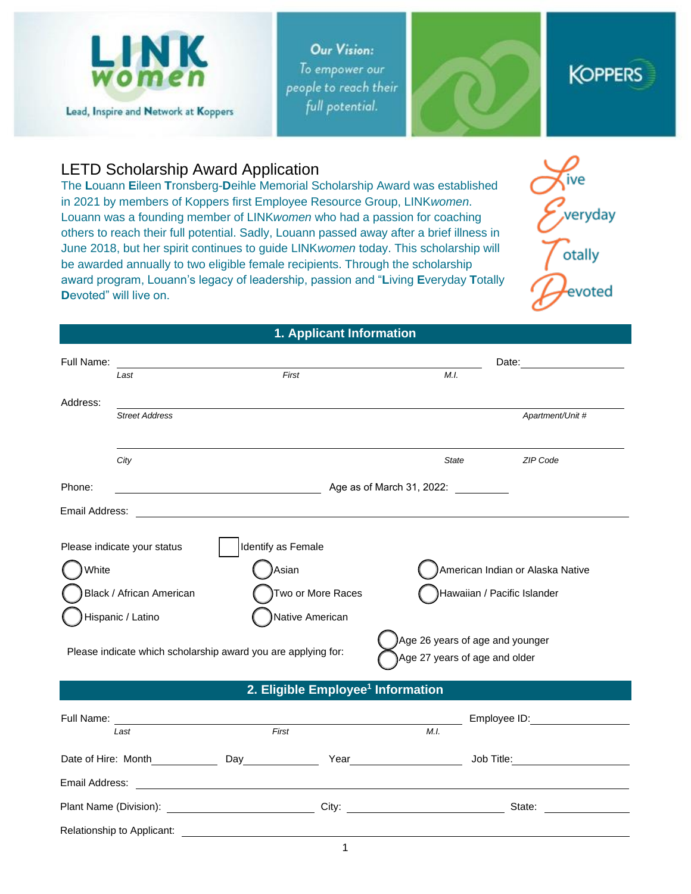LINK women

Lead, Inspire and Network at Koppers

Our Vision: To empower our people to reach their full potential.

KOPPERS

# LETD Scholarship Award Application

The **L**ouann **E**ileen **T**ronsberg-**D**eihle Memorial Scholarship Award was established in 2021 by members of Koppers first Employee Resource Group, LINK*women*. Louann was a founding member of LINK*women* who had a passion for coaching others to reach their full potential. Sadly, Louann passed away after a brief illness in June 2018, but her spirit continues to guide LINK*women* today. This scholarship will be awarded annually to two eligible female recipients. Through the scholarship award program, Louann's legacy of leadership, passion and "**L**iving **E**veryday **T**otally **D**evoted" will live on.

Live Everyday Totally Devoted

## 1. Applicant Information

Full Name: ______________________________ Date: ______________

*Last* *First* *M.I.*

Address: ______________________________

*Street Address* *Apartment/Unit #*

______________________________

*City* *State* *ZIP Code*

Phone: ______________________ Age as of March 31, 2022: ________

Email Address: ______________________________

Please indicate your status ☐ Identify as Female

◯ White ◯ Asian ◯ American Indian or Alaska Native

◯ Black / African American ◯ Two or More Races ◯ Hawaiian / Pacific Islander

◯ Hispanic / Latino ◯ Native American

Please indicate which scholarship award you are applying for:

◯ Age 26 years of age and younger

◯ Age 27 years of age and older

## 2. Eligible Employee[1] Information

Full Name: ______________________________ Employee ID: ______________

*Last* *First* *M.I.*

Date of Hire: Month__________ Day__________ Year______________ Job Title: ______________

Email Address: ______________________________

Plant Name (Division): ______________ City: ______________ State: __________

Relationship to Applicant: ______________________________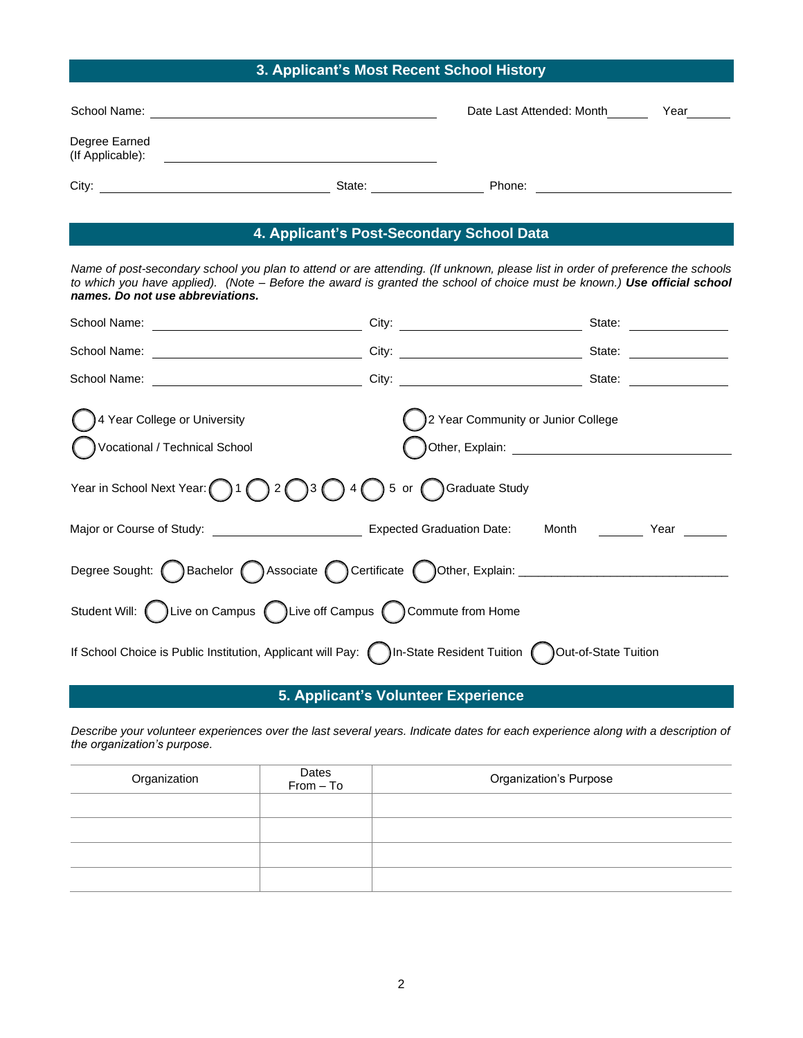## 3. Applicant's Most Recent School History

School Name: ______________________________ Date Last Attended: Month ______ Year ______

Degree Earned (If Applicable): ______________________________

City: ______________________ State: ______________ Phone: ______________________

## 4. Applicant's Post-Secondary School Data

*Name of post-secondary school you plan to attend or are attending. (If unknown, please list in order of preference the schools to which you have applied). (Note – Before the award is granted the school of choice must be known.)* ***Use official school names. Do not use abbreviations.***

School Name: ______________________ City: ______________________ State: ____________

School Name: ______________________ City: ______________________ State: ____________

School Name: ______________________ City: ______________________ State: ____________

◯ 4 Year College or University ◯ 2 Year Community or Junior College

◯ Vocational / Technical School ◯ Other, Explain: ______________________

Year in School Next Year: ◯ 1 ◯ 2 ◯ 3 ◯ 4 ◯ 5 or ◯ Graduate Study

Major or Course of Study: ______________________ Expected Graduation Date: Month ______ Year ______

Degree Sought: ◯ Bachelor ◯ Associate ◯ Certificate ◯ Other, Explain: ______________________________

Student Will: ◯ Live on Campus ◯ Live off Campus ◯ Commute from Home

If School Choice is Public Institution, Applicant will Pay: ◯ In-State Resident Tuition ◯ Out-of-State Tuition

## 5. Applicant's Volunteer Experience

*Describe your volunteer experiences over the last several years. Indicate dates for each experience along with a description of the organization's purpose.*

| Organization | Dates From – To | Organization's Purpose |
|---|---|---|
| | | |
| | | |
| | | |
| | | |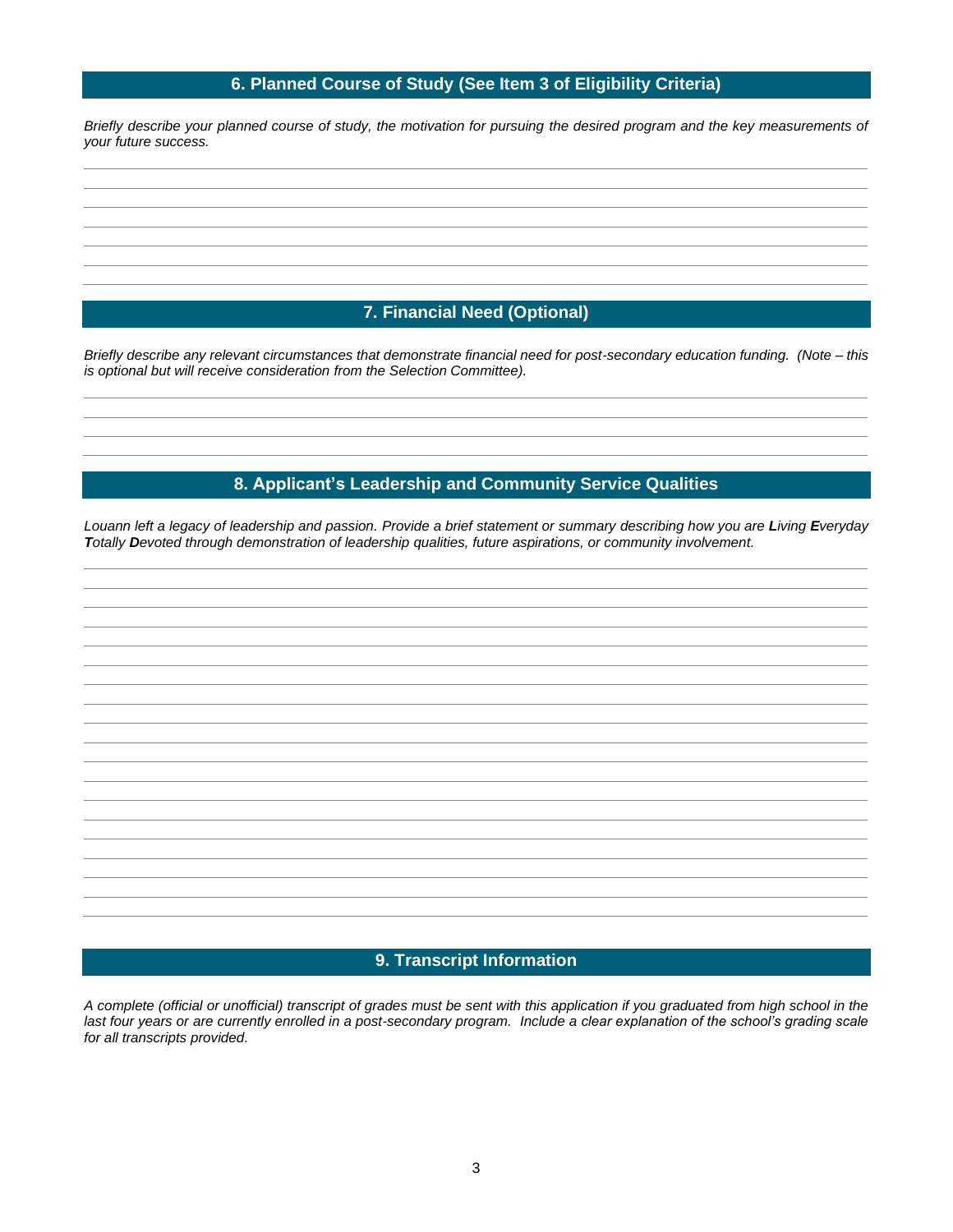## 6. Planned Course of Study (See Item 3 of Eligibility Criteria)

*Briefly describe your planned course of study, the motivation for pursuing the desired program and the key measurements of your future success.*

## 7. Financial Need (Optional)

*Briefly describe any relevant circumstances that demonstrate financial need for post-secondary education funding. (Note – this is optional but will receive consideration from the Selection Committee).*

## 8. Applicant's Leadership and Community Service Qualities

*Louann left a legacy of leadership and passion. Provide a brief statement or summary describing how you are **L**iving **E**veryday **T**otally **D**evoted through demonstration of leadership qualities, future aspirations, or community involvement.*

## 9. Transcript Information

*A complete (official or unofficial) transcript of grades must be sent with this application if you graduated from high school in the last four years or are currently enrolled in a post-secondary program. Include a clear explanation of the school's grading scale for all transcripts provided.*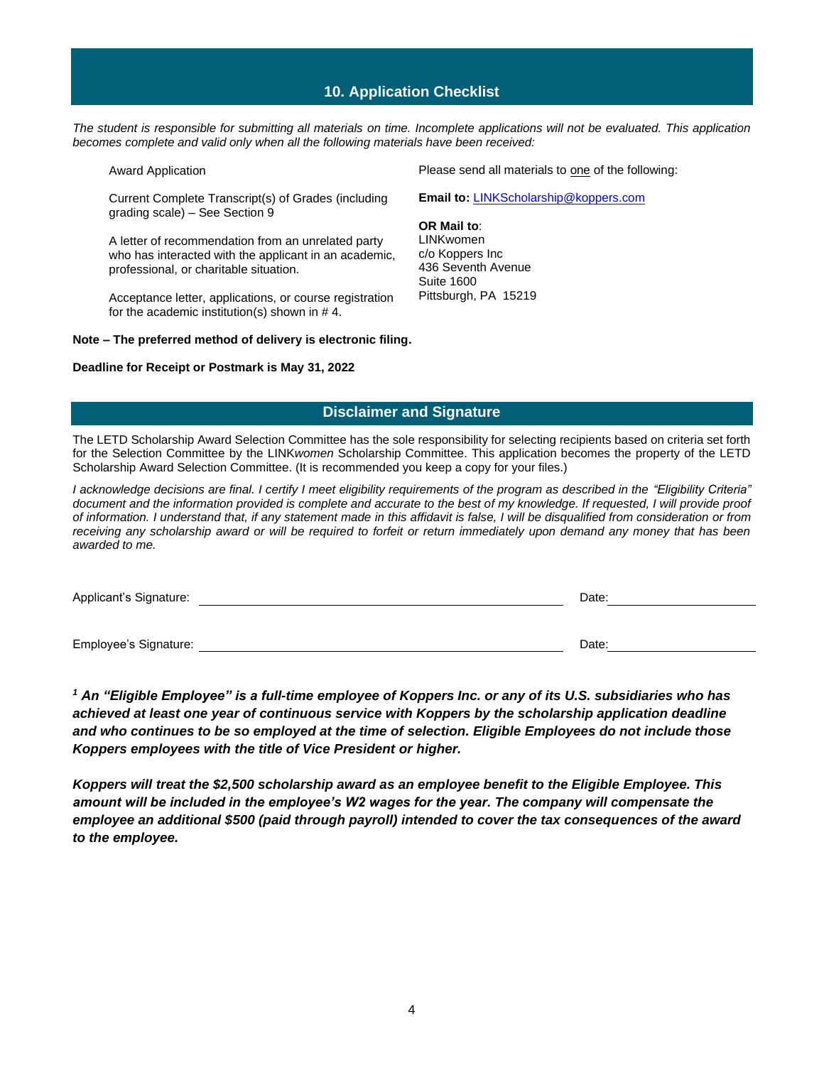## 10. Application Checklist

*The student is responsible for submitting all materials on time. Incomplete applications will not be evaluated. This application becomes complete and valid only when all the following materials have been received:*

- Award Application
- Current Complete Transcript(s) of Grades (including grading scale) – See Section 9
- A letter of recommendation from an unrelated party who has interacted with the applicant in an academic, professional, or charitable situation.
- Acceptance letter, applications, or course registration for the academic institution(s) shown in # 4.

Please send all materials to one of the following:

**Email to:** LINKScholarship@koppers.com

**OR Mail to**:
LINKwomen
c/o Koppers Inc
436 Seventh Avenue
Suite 1600
Pittsburgh, PA 15219

**Note – The preferred method of delivery is electronic filing.**

**Deadline for Receipt or Postmark is May 31, 2022**

## Disclaimer and Signature

The LETD Scholarship Award Selection Committee has the sole responsibility for selecting recipients based on criteria set forth for the Selection Committee by the LINK*women* Scholarship Committee. This application becomes the property of the LETD Scholarship Award Selection Committee. (It is recommended you keep a copy for your files.)

*I acknowledge decisions are final. I certify I meet eligibility requirements of the program as described in the "Eligibility Criteria" document and the information provided is complete and accurate to the best of my knowledge. If requested, I will provide proof of information. I understand that, if any statement made in this affidavit is false, I will be disqualified from consideration or from receiving any scholarship award or will be required to forfeit or return immediately upon demand any money that has been awarded to me.*

Applicant's Signature: ______________________________ Date: ______________

Employee's Signature: ______________________________ Date: ______________

***[1] An "Eligible Employee" is a full-time employee of Koppers Inc. or any of its U.S. subsidiaries who has achieved at least one year of continuous service with Koppers by the scholarship application deadline and who continues to be so employed at the time of selection. Eligible Employees do not include those Koppers employees with the title of Vice President or higher.***

***Koppers will treat the $2,500 scholarship award as an employee benefit to the Eligible Employee. This amount will be included in the employee's W2 wages for the year. The company will compensate the employee an additional $500 (paid through payroll) intended to cover the tax consequences of the award to the employee.***